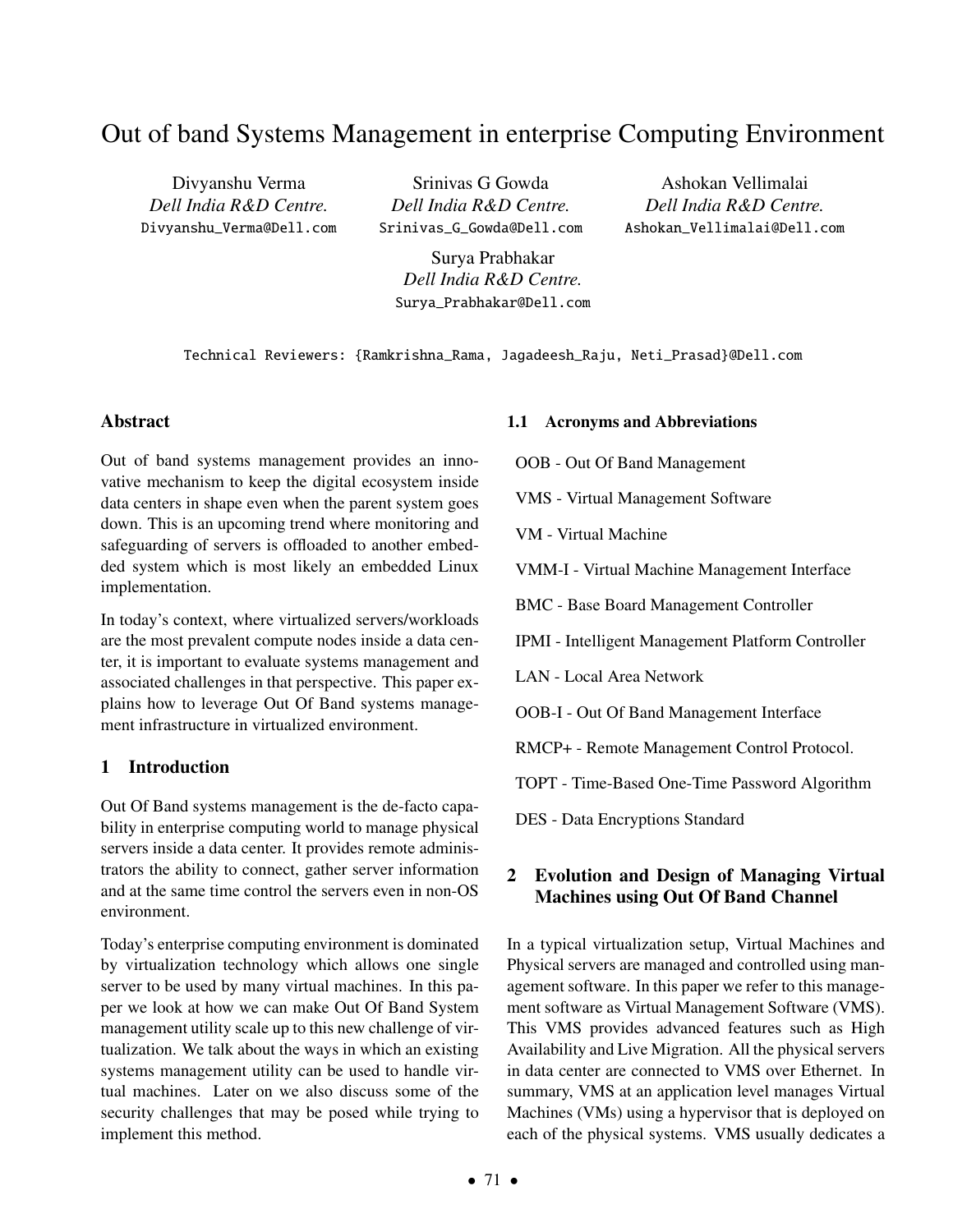# Out of band Systems Management in enterprise Computing Environment

Divyanshu Verma
*Dell India R&D Centre.*
Divyanshu_Verma@Dell.com

Srinivas G Gowda
*Dell India R&D Centre.*
Srinivas_G_Gowda@Dell.com

Ashokan Vellimalai
*Dell India R&D Centre.*
Ashokan_Vellimalai@Dell.com

Surya Prabhakar
*Dell India R&D Centre.*
Surya_Prabhakar@Dell.com

Technical Reviewers: {Ramkrishna_Rama, Jagadeesh_Raju, Neti_Prasad}@Dell.com

## Abstract

Out of band systems management provides an innovative mechanism to keep the digital ecosystem inside data centers in shape even when the parent system goes down. This is an upcoming trend where monitoring and safeguarding of servers is offloaded to another embedded system which is most likely an embedded Linux implementation.

In today's context, where virtualized servers/workloads are the most prevalent compute nodes inside a data center, it is important to evaluate systems management and associated challenges in that perspective. This paper explains how to leverage Out Of Band systems management infrastructure in virtualized environment.

## 1 Introduction

Out Of Band systems management is the de-facto capability in enterprise computing world to manage physical servers inside a data center. It provides remote administrators the ability to connect, gather server information and at the same time control the servers even in non-OS environment.

Today's enterprise computing environment is dominated by virtualization technology which allows one single server to be used by many virtual machines. In this paper we look at how we can make Out Of Band System management utility scale up to this new challenge of virtualization. We talk about the ways in which an existing systems management utility can be used to handle virtual machines. Later on we also discuss some of the security challenges that may be posed while trying to implement this method.

### 1.1 Acronyms and Abbreviations

OOB - Out Of Band Management

VMS - Virtual Management Software

VM - Virtual Machine

VMM-I - Virtual Machine Management Interface

BMC - Base Board Management Controller

IPMI - Intelligent Management Platform Controller

LAN - Local Area Network

OOB-I - Out Of Band Management Interface

RMCP+ - Remote Management Control Protocol.

TOPT - Time-Based One-Time Password Algorithm

DES - Data Encryptions Standard

## 2 Evolution and Design of Managing Virtual Machines using Out Of Band Channel

In a typical virtualization setup, Virtual Machines and Physical servers are managed and controlled using management software. In this paper we refer to this management software as Virtual Management Software (VMS). This VMS provides advanced features such as High Availability and Live Migration. All the physical servers in data center are connected to VMS over Ethernet. In summary, VMS at an application level manages Virtual Machines (VMs) using a hypervisor that is deployed on each of the physical systems. VMS usually dedicates a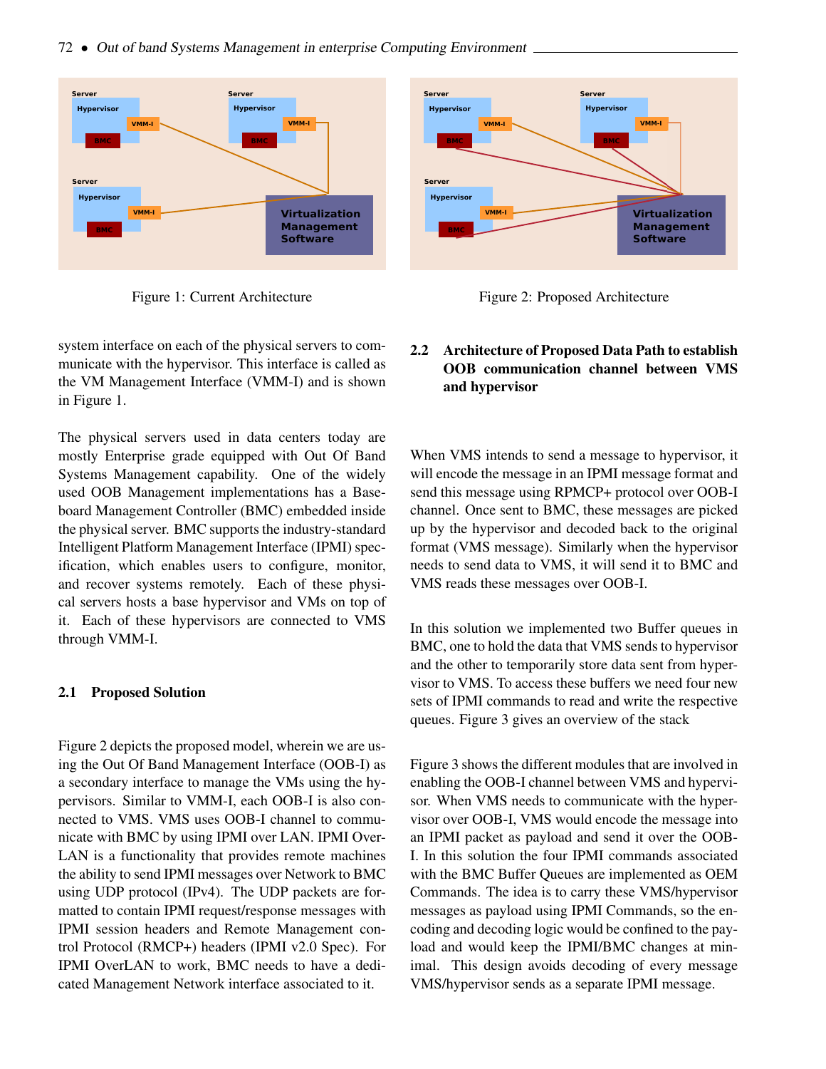Figure 1: Current Architecture

Figure 2: Proposed Architecture

system interface on each of the physical servers to communicate with the hypervisor. This interface is called as the VM Management Interface (VMM-I) and is shown in Figure 1.

The physical servers used in data centers today are mostly Enterprise grade equipped with Out Of Band Systems Management capability. One of the widely used OOB Management implementations has a Baseboard Management Controller (BMC) embedded inside the physical server. BMC supports the industry-standard Intelligent Platform Management Interface (IPMI) specification, which enables users to configure, monitor, and recover systems remotely. Each of these physical servers hosts a base hypervisor and VMs on top of it. Each of these hypervisors are connected to VMS through VMM-I.

### 2.1 Proposed Solution

Figure 2 depicts the proposed model, wherein we are using the Out Of Band Management Interface (OOB-I) as a secondary interface to manage the VMs using the hypervisors. Similar to VMM-I, each OOB-I is also connected to VMS. VMS uses OOB-I channel to communicate with BMC by using IPMI over LAN. IPMI OverLAN is a functionality that provides remote machines the ability to send IPMI messages over Network to BMC using UDP protocol (IPv4). The UDP packets are formatted to contain IPMI request/response messages with IPMI session headers and Remote Management control Protocol (RMCP+) headers (IPMI v2.0 Spec). For IPMI OverLAN to work, BMC needs to have a dedicated Management Network interface associated to it.

### 2.2 Architecture of Proposed Data Path to establish OOB communication channel between VMS and hypervisor

When VMS intends to send a message to hypervisor, it will encode the message in an IPMI message format and send this message using RPMCP+ protocol over OOB-I channel. Once sent to BMC, these messages are picked up by the hypervisor and decoded back to the original format (VMS message). Similarly when the hypervisor needs to send data to VMS, it will send it to BMC and VMS reads these messages over OOB-I.

In this solution we implemented two Buffer queues in BMC, one to hold the data that VMS sends to hypervisor and the other to temporarily store data sent from hypervisor to VMS. To access these buffers we need four new sets of IPMI commands to read and write the respective queues. Figure 3 gives an overview of the stack

Figure 3 shows the different modules that are involved in enabling the OOB-I channel between VMS and hypervisor. When VMS needs to communicate with the hypervisor over OOB-I, VMS would encode the message into an IPMI packet as payload and send it over the OOB-I. In this solution the four IPMI commands associated with the BMC Buffer Queues are implemented as OEM Commands. The idea is to carry these VMS/hypervisor messages as payload using IPMI Commands, so the encoding and decoding logic would be confined to the payload and would keep the IPMI/BMC changes at minimal. This design avoids decoding of every message VMS/hypervisor sends as a separate IPMI message.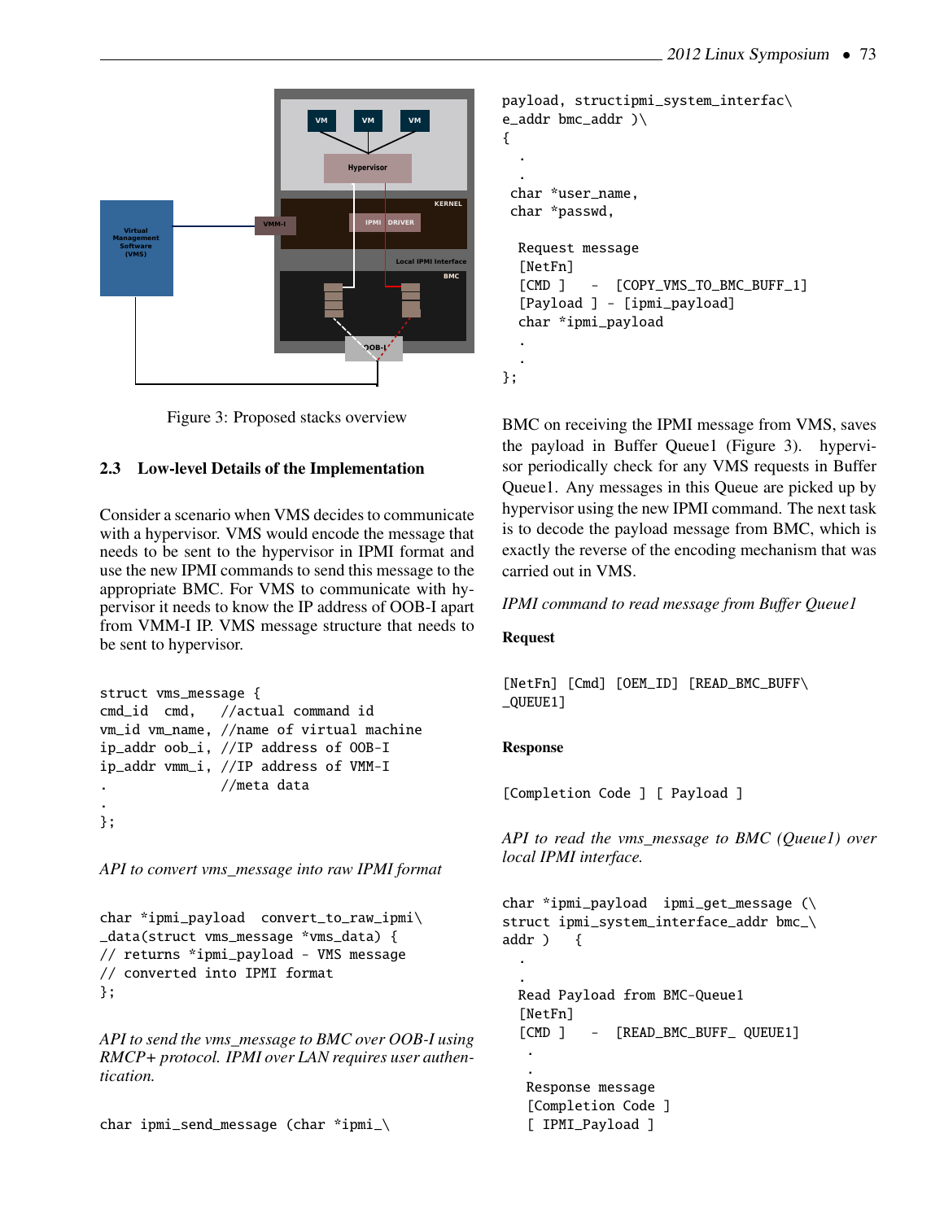Figure 3: Proposed stacks overview

### 2.3 Low-level Details of the Implementation

Consider a scenario when VMS decides to communicate with a hypervisor. VMS would encode the message that needs to be sent to the hypervisor in IPMI format and use the new IPMI commands to send this message to the appropriate BMC. For VMS to communicate with hypervisor it needs to know the IP address of OOB-I apart from VMM-I IP. VMS message structure that needs to be sent to hypervisor.

```
struct vms_message {
cmd_id  cmd,    //actual command id
vm_id vm_name, //name of virtual machine
ip_addr oob_i, //IP address of OOB-I
ip_addr vmm_i, //IP address of VMM-I
.               //meta data
.
};
```

*API to convert vms_message into raw IPMI format*

```
char *ipmi_payload  convert_to_raw_ipmi\
_data(struct vms_message *vms_data) {
// returns *ipmi_payload - VMS message
// converted into IPMI format
};
```

*API to send the vms_message to BMC over OOB-I using RMCP+ protocol. IPMI over LAN requires user authentication.*

```
char ipmi_send_message (char *ipmi_\
payload, structipmi_system_interfac\
e_addr bmc_addr )\
{
  .
  .
 char *user_name,
 char *passwd,

  Request message
  [NetFn]
  [CMD ]    -  [COPY_VMS_TO_BMC_BUFF_1]
  [Payload ] - [ipmi_payload]
  char *ipmi_payload
  .
  .
};
```

BMC on receiving the IPMI message from VMS, saves the payload in Buffer Queue1 (Figure 3). hypervisor periodically check for any VMS requests in Buffer Queue1. Any messages in this Queue are picked up by hypervisor using the new IPMI command. The next task is to decode the payload message from BMC, which is exactly the reverse of the encoding mechanism that was carried out in VMS.

*IPMI command to read message from Buffer Queue1*

**Request**

```
[NetFn] [Cmd] [OEM_ID] [READ_BMC_BUFF\
_QUEUE1]
```

**Response**

```
[Completion Code ] [ Payload ]
```

*API to read the vms_message to BMC (Queue1) over local IPMI interface.*

```
char *ipmi_payload  ipmi_get_message (\
struct ipmi_system_interface_addr bmc_\
addr )   {
  .
  .
  Read Payload from BMC-Queue1
  [NetFn]
  [CMD ]    -  [READ_BMC_BUFF_ QUEUE1]
   .
   .
   Response message
   [Completion Code ]
   [ IPMI_Payload ]
```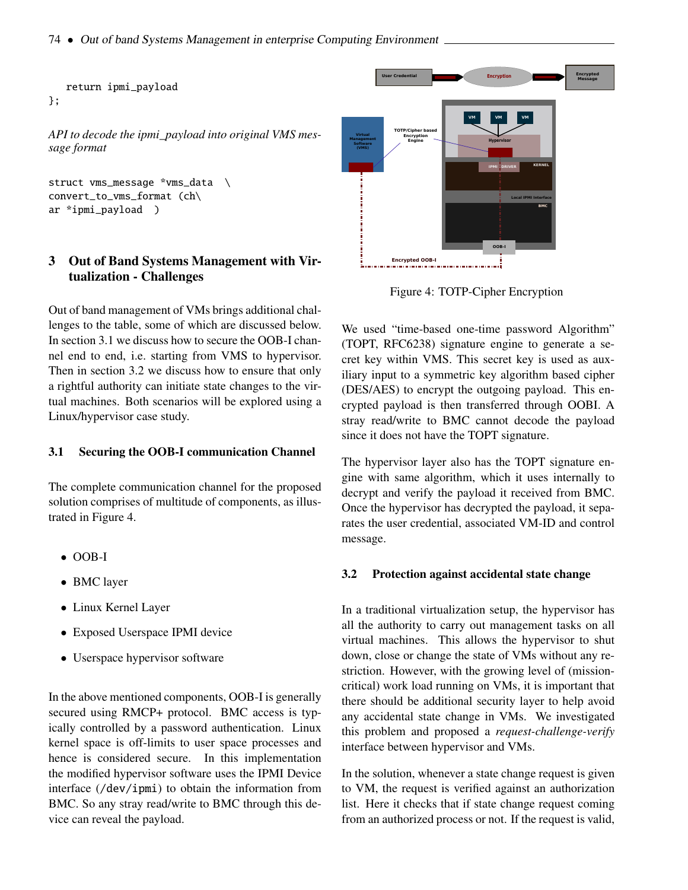```
    return ipmi_payload
};
```

*API to decode the ipmi_payload into original VMS message format*

```
struct vms_message *vms_data  \
convert_to_vms_format (ch\
ar *ipmi_payload  )
```

## 3 Out of Band Systems Management with Virtualization - Challenges

Out of band management of VMs brings additional challenges to the table, some of which are discussed below. In section 3.1 we discuss how to secure the OOB-I channel end to end, i.e. starting from VMS to hypervisor. Then in section 3.2 we discuss how to ensure that only a rightful authority can initiate state changes to the virtual machines. Both scenarios will be explored using a Linux/hypervisor case study.

### 3.1 Securing the OOB-I communication Channel

The complete communication channel for the proposed solution comprises of multitude of components, as illustrated in Figure 4.

- OOB-I
- BMC layer
- Linux Kernel Layer
- Exposed Userspace IPMI device
- Userspace hypervisor software

In the above mentioned components, OOB-I is generally secured using RMCP+ protocol. BMC access is typically controlled by a password authentication. Linux kernel space is off-limits to user space processes and hence is considered secure. In this implementation the modified hypervisor software uses the IPMI Device interface (/dev/ipmi) to obtain the information from BMC. So any stray read/write to BMC through this device can reveal the payload.

Figure 4: TOTP-Cipher Encryption

We used "time-based one-time password Algorithm" (TOPT, RFC6238) signature engine to generate a secret key within VMS. This secret key is used as auxiliary input to a symmetric key algorithm based cipher (DES/AES) to encrypt the outgoing payload. This encrypted payload is then transferred through OOBI. A stray read/write to BMC cannot decode the payload since it does not have the TOPT signature.

The hypervisor layer also has the TOPT signature engine with same algorithm, which it uses internally to decrypt and verify the payload it received from BMC. Once the hypervisor has decrypted the payload, it separates the user credential, associated VM-ID and control message.

### 3.2 Protection against accidental state change

In a traditional virtualization setup, the hypervisor has all the authority to carry out management tasks on all virtual machines. This allows the hypervisor to shut down, close or change the state of VMs without any restriction. However, with the growing level of (mission-critical) work load running on VMs, it is important that there should be additional security layer to help avoid any accidental state change in VMs. We investigated this problem and proposed a *request-challenge-verify* interface between hypervisor and VMs.

In the solution, whenever a state change request is given to VM, the request is verified against an authorization list. Here it checks that if state change request coming from an authorized process or not. If the request is valid,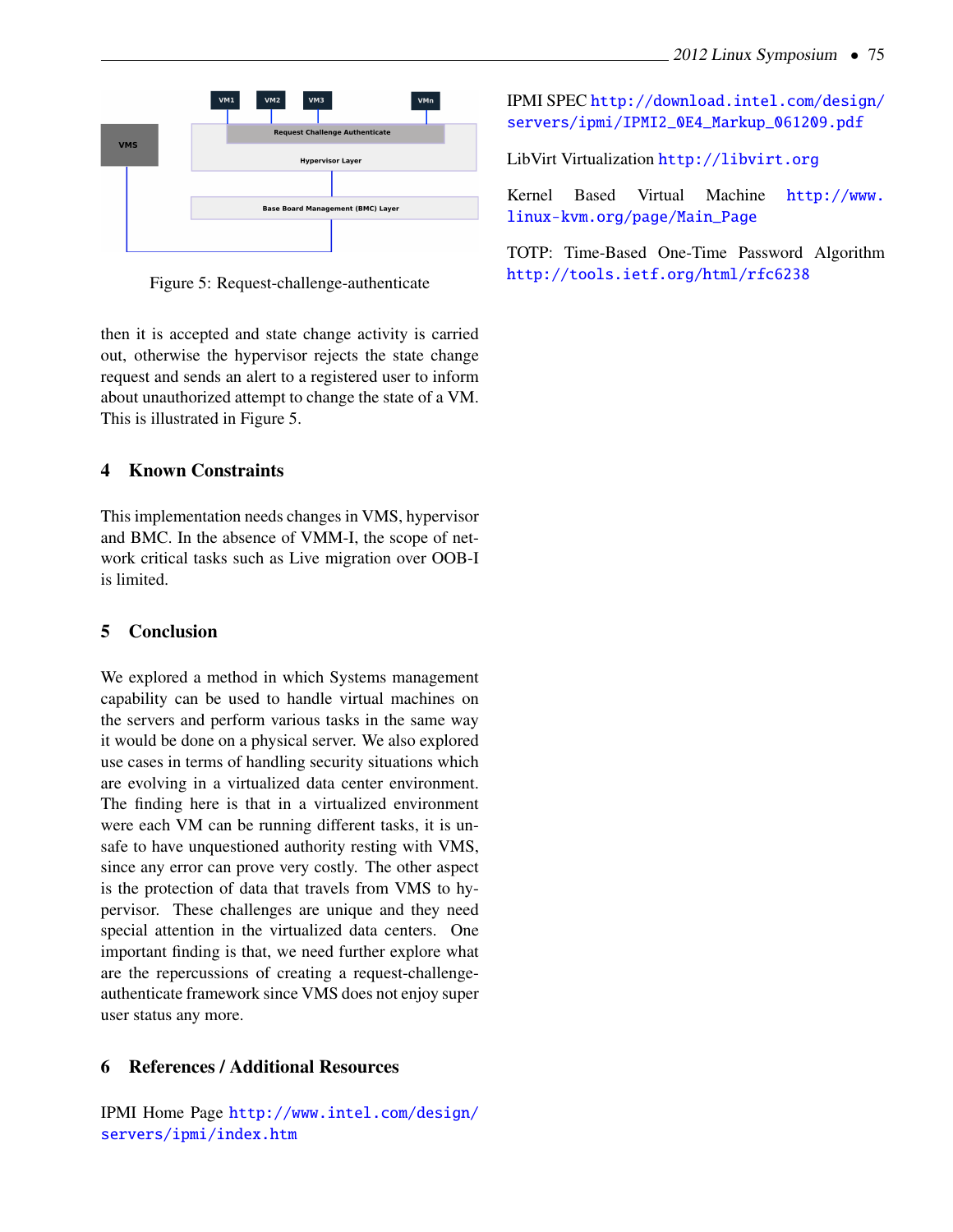VM1 VM2 VM3 VMn

VMS

Request Challenge Authenticate

Hypervisor Layer

Base Board Management (BMC) Layer

Figure 5: Request-challenge-authenticate

then it is accepted and state change activity is carried out, otherwise the hypervisor rejects the state change request and sends an alert to a registered user to inform about unauthorized attempt to change the state of a VM. This is illustrated in Figure 5.

## 4 Known Constraints

This implementation needs changes in VMS, hypervisor and BMC. In the absence of VMM-I, the scope of network critical tasks such as Live migration over OOB-I is limited.

## 5 Conclusion

We explored a method in which Systems management capability can be used to handle virtual machines on the servers and perform various tasks in the same way it would be done on a physical server. We also explored use cases in terms of handling security situations which are evolving in a virtualized data center environment. The finding here is that in a virtualized environment were each VM can be running different tasks, it is unsafe to have unquestioned authority resting with VMS, since any error can prove very costly. The other aspect is the protection of data that travels from VMS to hypervisor. These challenges are unique and they need special attention in the virtualized data centers. One important finding is that, we need further explore what are the repercussions of creating a request-challenge-authenticate framework since VMS does not enjoy super user status any more.

## 6 References / Additional Resources

IPMI Home Page http://www.intel.com/design/servers/ipmi/index.htm

IPMI SPEC http://download.intel.com/design/servers/ipmi/IPMI2_0E4_Markup_061209.pdf

LibVirt Virtualization http://libvirt.org

Kernel Based Virtual Machine http://www.linux-kvm.org/page/Main_Page

TOTP: Time-Based One-Time Password Algorithm http://tools.ietf.org/html/rfc6238